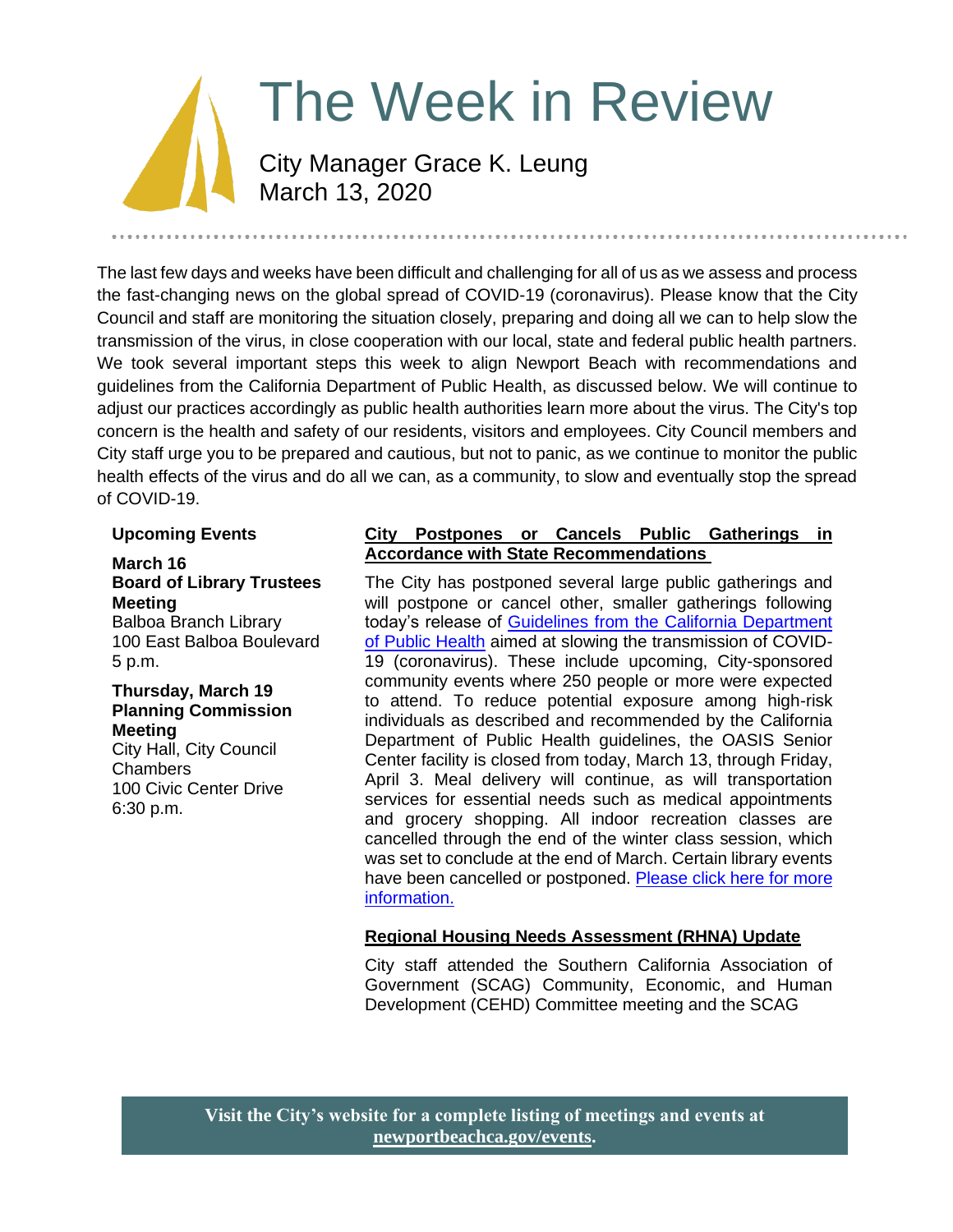# The Week in Review

City Manager Grace K. Leung
March 13, 2020

The last few days and weeks have been difficult and challenging for all of us as we assess and process the fast-changing news on the global spread of COVID-19 (coronavirus). Please know that the City Council and staff are monitoring the situation closely, preparing and doing all we can to help slow the transmission of the virus, in close cooperation with our local, state and federal public health partners. We took several important steps this week to align Newport Beach with recommendations and guidelines from the California Department of Public Health, as discussed below. We will continue to adjust our practices accordingly as public health authorities learn more about the virus. The City's top concern is the health and safety of our residents, visitors and employees. City Council members and City staff urge you to be prepared and cautious, but not to panic, as we continue to monitor the public health effects of the virus and do all we can, as a community, to slow and eventually stop the spread of COVID-19.

**Upcoming Events**

**March 16**
**Board of Library Trustees Meeting**
Balboa Branch Library
100 East Balboa Boulevard
5 p.m.

**Thursday, March 19**
**Planning Commission Meeting**
City Hall, City Council Chambers
100 Civic Center Drive
6:30 p.m.

## City Postpones or Cancels Public Gatherings in Accordance with State Recommendations

The City has postponed several large public gatherings and will postpone or cancel other, smaller gatherings following today's release of Guidelines from the California Department of Public Health aimed at slowing the transmission of COVID-19 (coronavirus). These include upcoming, City-sponsored community events where 250 people or more were expected to attend. To reduce potential exposure among high-risk individuals as described and recommended by the California Department of Public Health guidelines, the OASIS Senior Center facility is closed from today, March 13, through Friday, April 3. Meal delivery will continue, as will transportation services for essential needs such as medical appointments and grocery shopping. All indoor recreation classes are cancelled through the end of the winter class session, which was set to conclude at the end of March. Certain library events have been cancelled or postponed. Please click here for more information.

## Regional Housing Needs Assessment (RHNA) Update

City staff attended the Southern California Association of Government (SCAG) Community, Economic, and Human Development (CEHD) Committee meeting and the SCAG

**Visit the City's website for a complete listing of meetings and events at newportbeachca.gov/events.**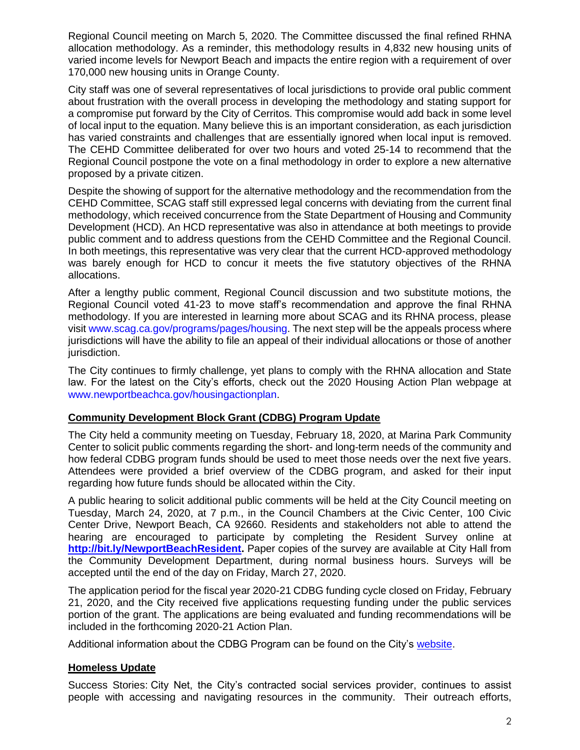Regional Council meeting on March 5, 2020. The Committee discussed the final refined RHNA allocation methodology. As a reminder, this methodology results in 4,832 new housing units of varied income levels for Newport Beach and impacts the entire region with a requirement of over 170,000 new housing units in Orange County.

City staff was one of several representatives of local jurisdictions to provide oral public comment about frustration with the overall process in developing the methodology and stating support for a compromise put forward by the City of Cerritos. This compromise would add back in some level of local input to the equation. Many believe this is an important consideration, as each jurisdiction has varied constraints and challenges that are essentially ignored when local input is removed. The CEHD Committee deliberated for over two hours and voted 25-14 to recommend that the Regional Council postpone the vote on a final methodology in order to explore a new alternative proposed by a private citizen.

Despite the showing of support for the alternative methodology and the recommendation from the CEHD Committee, SCAG staff still expressed legal concerns with deviating from the current final methodology, which received concurrence from the State Department of Housing and Community Development (HCD). An HCD representative was also in attendance at both meetings to provide public comment and to address questions from the CEHD Committee and the Regional Council. In both meetings, this representative was very clear that the current HCD-approved methodology was barely enough for HCD to concur it meets the five statutory objectives of the RHNA allocations.

After a lengthy public comment, Regional Council discussion and two substitute motions, the Regional Council voted 41-23 to move staff's recommendation and approve the final RHNA methodology. If you are interested in learning more about SCAG and its RHNA process, please visit www.scag.ca.gov/programs/pages/housing. The next step will be the appeals process where jurisdictions will have the ability to file an appeal of their individual allocations or those of another jurisdiction.

The City continues to firmly challenge, yet plans to comply with the RHNA allocation and State law. For the latest on the City's efforts, check out the 2020 Housing Action Plan webpage at www.newportbeachca.gov/housingactionplan.

## Community Development Block Grant (CDBG) Program Update

The City held a community meeting on Tuesday, February 18, 2020, at Marina Park Community Center to solicit public comments regarding the short- and long-term needs of the community and how federal CDBG program funds should be used to meet those needs over the next five years. Attendees were provided a brief overview of the CDBG program, and asked for their input regarding how future funds should be allocated within the City.

A public hearing to solicit additional public comments will be held at the City Council meeting on Tuesday, March 24, 2020, at 7 p.m., in the Council Chambers at the Civic Center, 100 Civic Center Drive, Newport Beach, CA 92660. Residents and stakeholders not able to attend the hearing are encouraged to participate by completing the Resident Survey online at **http://bit.ly/NewportBeachResident.** Paper copies of the survey are available at City Hall from the Community Development Department, during normal business hours. Surveys will be accepted until the end of the day on Friday, March 27, 2020.

The application period for the fiscal year 2020-21 CDBG funding cycle closed on Friday, February 21, 2020, and the City received five applications requesting funding under the public services portion of the grant. The applications are being evaluated and funding recommendations will be included in the forthcoming 2020-21 Action Plan.

Additional information about the CDBG Program can be found on the City's website.

## Homeless Update

Success Stories: City Net, the City's contracted social services provider, continues to assist people with accessing and navigating resources in the community. Their outreach efforts,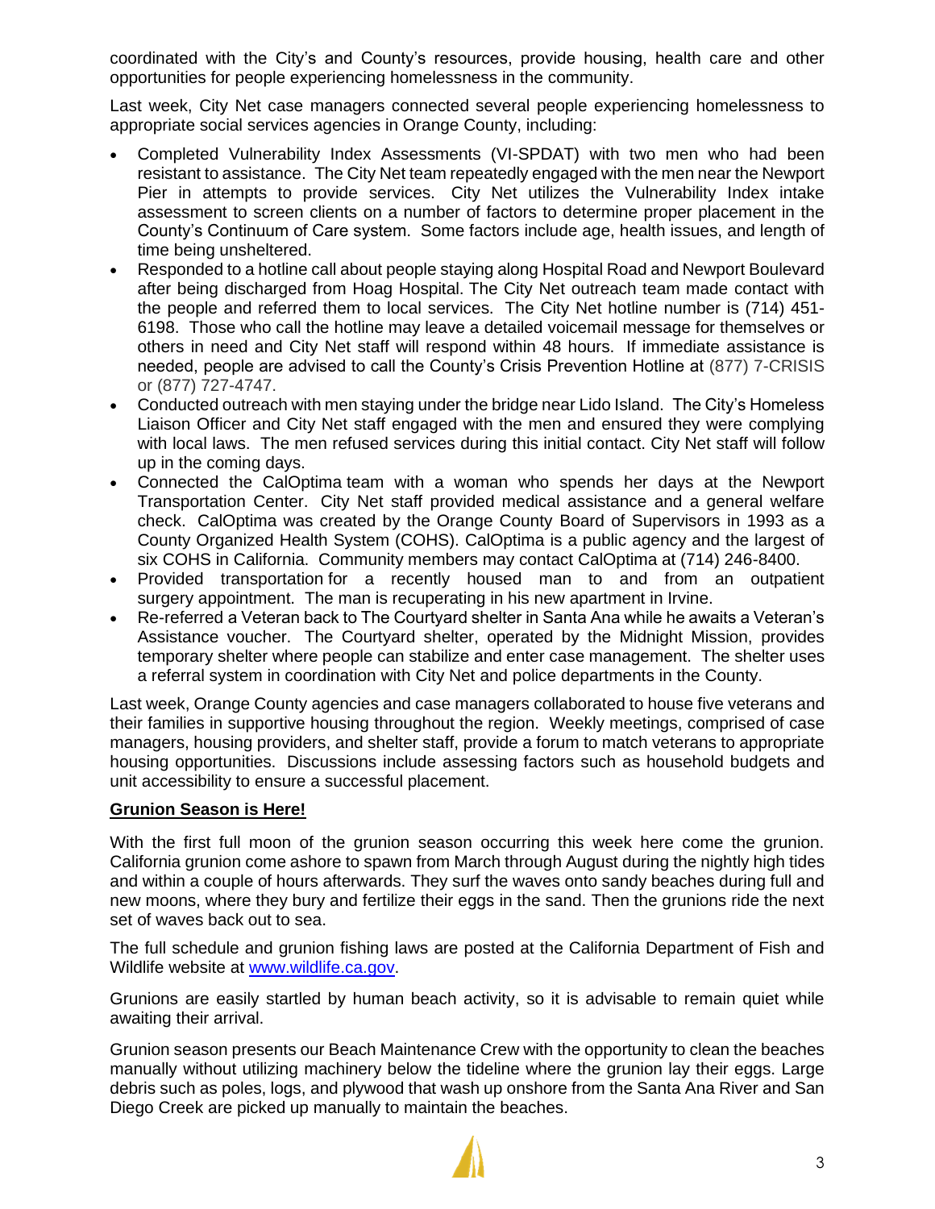coordinated with the City's and County's resources, provide housing, health care and other opportunities for people experiencing homelessness in the community.

Last week, City Net case managers connected several people experiencing homelessness to appropriate social services agencies in Orange County, including:

- Completed Vulnerability Index Assessments (VI-SPDAT) with two men who had been resistant to assistance. The City Net team repeatedly engaged with the men near the Newport Pier in attempts to provide services. City Net utilizes the Vulnerability Index intake assessment to screen clients on a number of factors to determine proper placement in the County's Continuum of Care system. Some factors include age, health issues, and length of time being unsheltered.
- Responded to a hotline call about people staying along Hospital Road and Newport Boulevard after being discharged from Hoag Hospital. The City Net outreach team made contact with the people and referred them to local services. The City Net hotline number is (714) 451-6198. Those who call the hotline may leave a detailed voicemail message for themselves or others in need and City Net staff will respond within 48 hours. If immediate assistance is needed, people are advised to call the County's Crisis Prevention Hotline at (877) 7-CRISIS or (877) 727-4747.
- Conducted outreach with men staying under the bridge near Lido Island. The City's Homeless Liaison Officer and City Net staff engaged with the men and ensured they were complying with local laws. The men refused services during this initial contact. City Net staff will follow up in the coming days.
- Connected the CalOptima team with a woman who spends her days at the Newport Transportation Center. City Net staff provided medical assistance and a general welfare check. CalOptima was created by the Orange County Board of Supervisors in 1993 as a County Organized Health System (COHS). CalOptima is a public agency and the largest of six COHS in California. Community members may contact CalOptima at (714) 246-8400.
- Provided transportation for a recently housed man to and from an outpatient surgery appointment. The man is recuperating in his new apartment in Irvine.
- Re-referred a Veteran back to The Courtyard shelter in Santa Ana while he awaits a Veteran's Assistance voucher. The Courtyard shelter, operated by the Midnight Mission, provides temporary shelter where people can stabilize and enter case management. The shelter uses a referral system in coordination with City Net and police departments in the County.

Last week, Orange County agencies and case managers collaborated to house five veterans and their families in supportive housing throughout the region. Weekly meetings, comprised of case managers, housing providers, and shelter staff, provide a forum to match veterans to appropriate housing opportunities. Discussions include assessing factors such as household budgets and unit accessibility to ensure a successful placement.

**Grunion Season is Here!**

With the first full moon of the grunion season occurring this week here come the grunion. California grunion come ashore to spawn from March through August during the nightly high tides and within a couple of hours afterwards. They surf the waves onto sandy beaches during full and new moons, where they bury and fertilize their eggs in the sand. Then the grunions ride the next set of waves back out to sea.

The full schedule and grunion fishing laws are posted at the California Department of Fish and Wildlife website at [www.wildlife.ca.gov](www.wildlife.ca.gov).

Grunions are easily startled by human beach activity, so it is advisable to remain quiet while awaiting their arrival.

Grunion season presents our Beach Maintenance Crew with the opportunity to clean the beaches manually without utilizing machinery below the tideline where the grunion lay their eggs. Large debris such as poles, logs, and plywood that wash up onshore from the Santa Ana River and San Diego Creek are picked up manually to maintain the beaches.